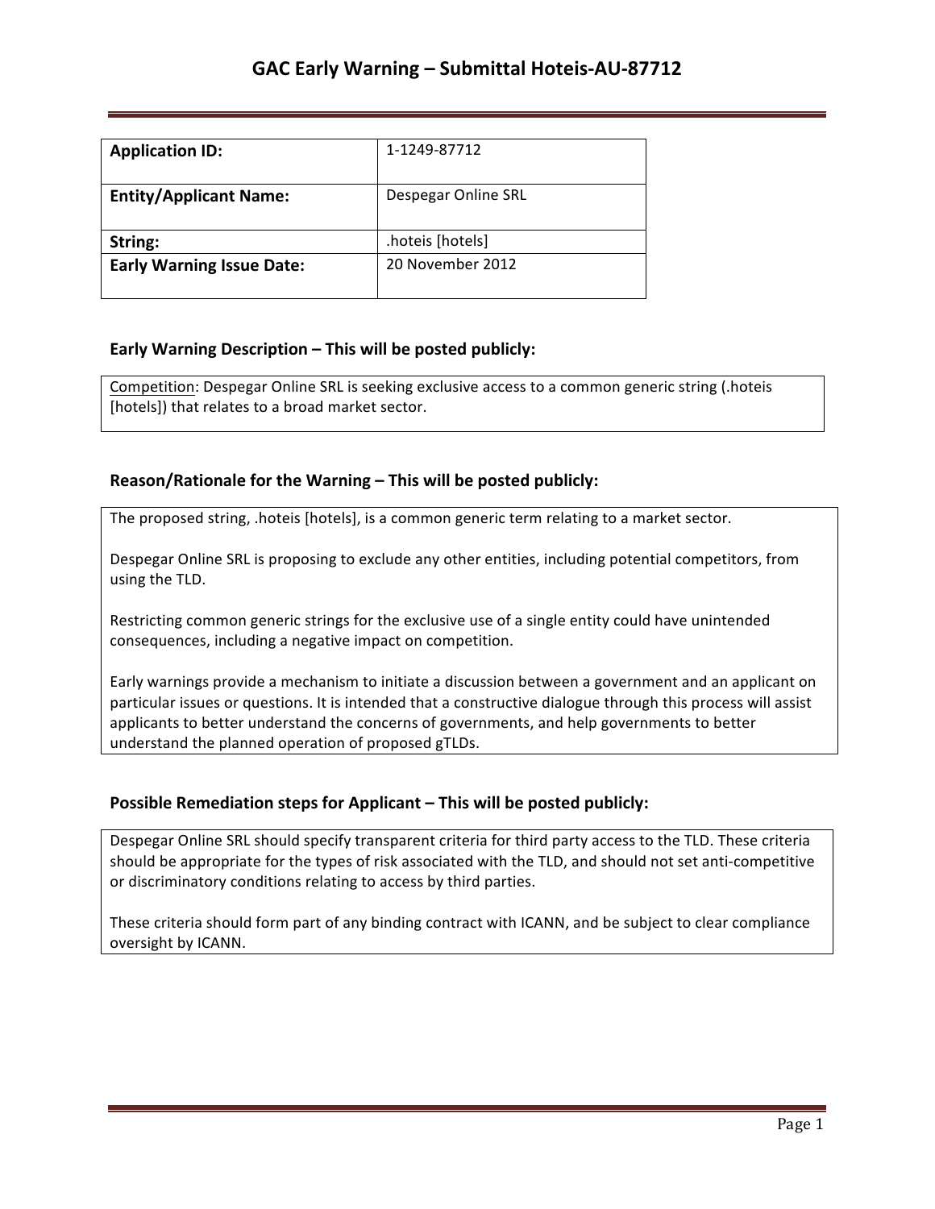# GAC Early Warning – Submittal Hoteis-AU-87712

| **Application ID:** | 1-1249-87712 |
|---|---|
| **Entity/Applicant Name:** | Despegar Online SRL |
| **String:** | .hoteis [hotels] |
| **Early Warning Issue Date:** | 20 November 2012 |

## Early Warning Description – This will be posted publicly:

Competition: Despegar Online SRL is seeking exclusive access to a common generic string (.hoteis [hotels]) that relates to a broad market sector.

## Reason/Rationale for the Warning – This will be posted publicly:

The proposed string, .hoteis [hotels], is a common generic term relating to a market sector.

Despegar Online SRL is proposing to exclude any other entities, including potential competitors, from using the TLD.

Restricting common generic strings for the exclusive use of a single entity could have unintended consequences, including a negative impact on competition.

Early warnings provide a mechanism to initiate a discussion between a government and an applicant on particular issues or questions. It is intended that a constructive dialogue through this process will assist applicants to better understand the concerns of governments, and help governments to better understand the planned operation of proposed gTLDs.

## Possible Remediation steps for Applicant – This will be posted publicly:

Despegar Online SRL should specify transparent criteria for third party access to the TLD. These criteria should be appropriate for the types of risk associated with the TLD, and should not set anti-competitive or discriminatory conditions relating to access by third parties.

These criteria should form part of any binding contract with ICANN, and be subject to clear compliance oversight by ICANN.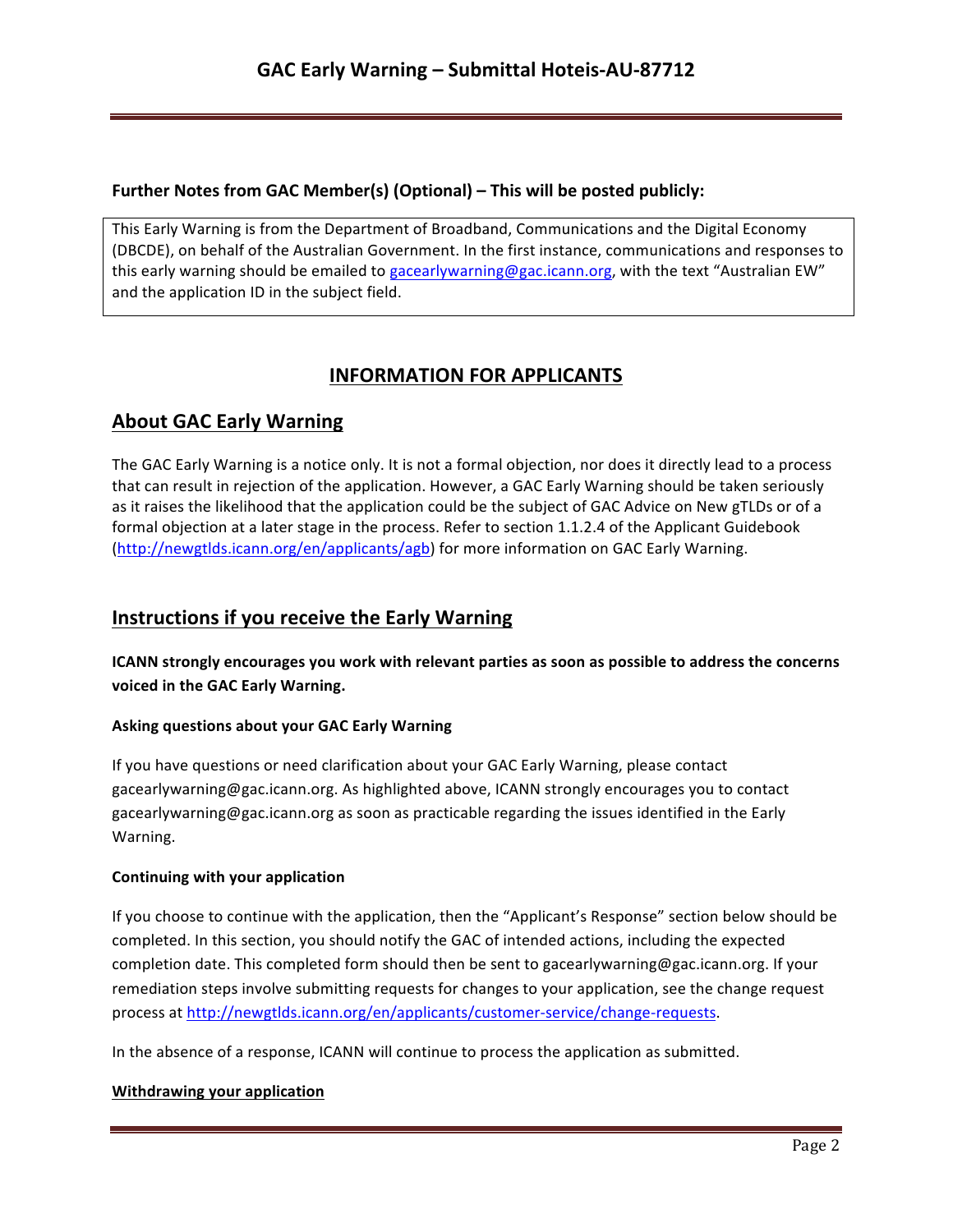**Further Notes from GAC Member(s) (Optional) – This will be posted publicly:**

This Early Warning is from the Department of Broadband, Communications and the Digital Economy (DBCDE), on behalf of the Australian Government. In the first instance, communications and responses to this early warning should be emailed to gacearlywarning@gac.icann.org, with the text "Australian EW" and the application ID in the subject field.

## INFORMATION FOR APPLICANTS

## About GAC Early Warning

The GAC Early Warning is a notice only. It is not a formal objection, nor does it directly lead to a process that can result in rejection of the application. However, a GAC Early Warning should be taken seriously as it raises the likelihood that the application could be the subject of GAC Advice on New gTLDs or of a formal objection at a later stage in the process. Refer to section 1.1.2.4 of the Applicant Guidebook (http://newgtlds.icann.org/en/applicants/agb) for more information on GAC Early Warning.

## Instructions if you receive the Early Warning

**ICANN strongly encourages you work with relevant parties as soon as possible to address the concerns voiced in the GAC Early Warning.**

#### Asking questions about your GAC Early Warning

If you have questions or need clarification about your GAC Early Warning, please contact gacearlywarning@gac.icann.org. As highlighted above, ICANN strongly encourages you to contact gacearlywarning@gac.icann.org as soon as practicable regarding the issues identified in the Early Warning.

#### Continuing with your application

If you choose to continue with the application, then the "Applicant's Response" section below should be completed. In this section, you should notify the GAC of intended actions, including the expected completion date. This completed form should then be sent to gacearlywarning@gac.icann.org. If your remediation steps involve submitting requests for changes to your application, see the change request process at http://newgtlds.icann.org/en/applicants/customer-service/change-requests.

In the absence of a response, ICANN will continue to process the application as submitted.

#### Withdrawing your application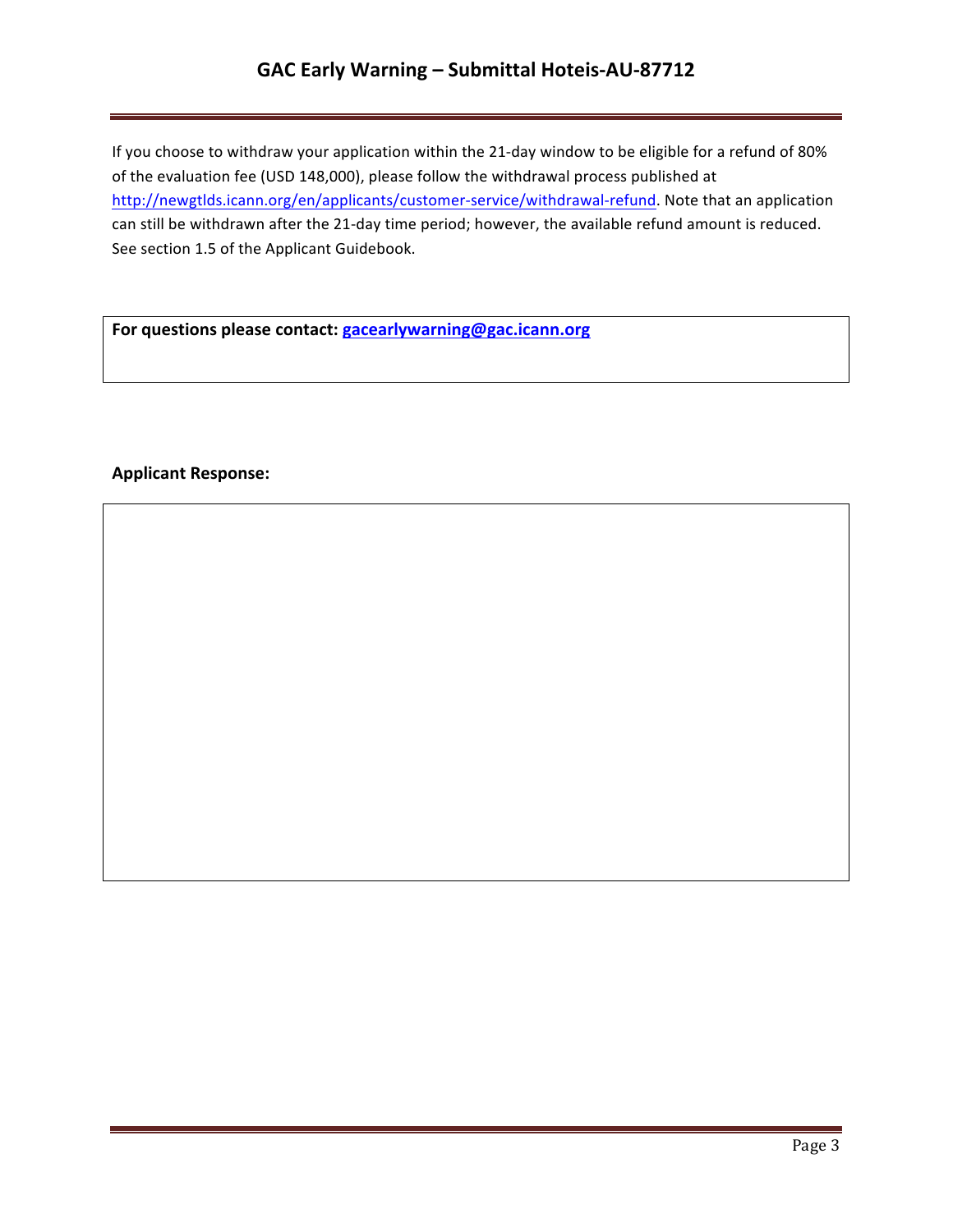If you choose to withdraw your application within the 21-day window to be eligible for a refund of 80% of the evaluation fee (USD 148,000), please follow the withdrawal process published at [http://newgtlds.icann.org/en/applicants/customer-service/withdrawal-refund](http://newgtlds.icann.org/en/applicants/customer-service/withdrawal-refund). Note that an application can still be withdrawn after the 21-day time period; however, the available refund amount is reduced. See section 1.5 of the Applicant Guidebook.

**For questions please contact: [gacearlywarning@gac.icann.org](mailto:gacearlywarning@gac.icann.org)**

**Applicant Response:**